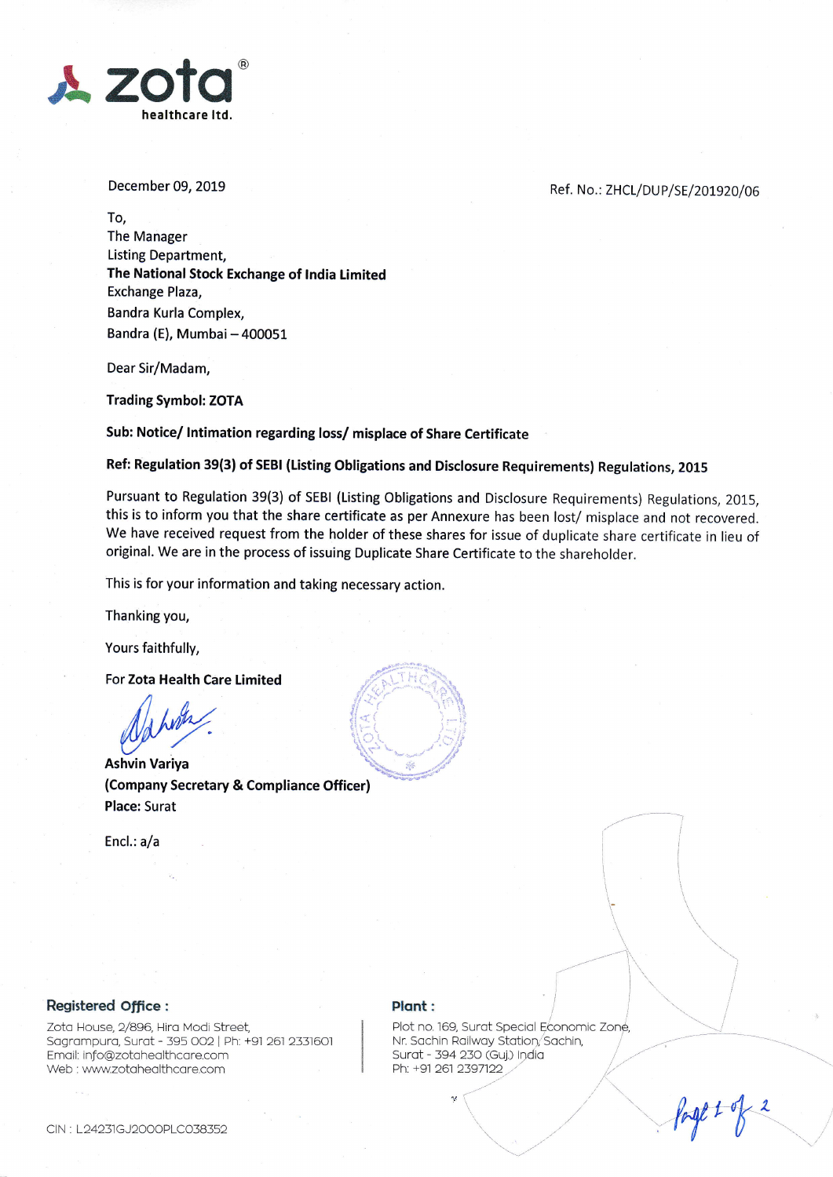zota
healthcare ltd.

December 09, 2019

Ref. No.: ZHCL/DUP/SE/201920/06

To,
The Manager
Listing Department,
**The National Stock Exchange of India Limited**
Exchange Plaza,
Bandra Kurla Complex,
Bandra (E), Mumbai – 400051

Dear Sir/Madam,

**Trading Symbol: ZOTA**

**Sub: Notice/ Intimation regarding loss/ misplace of Share Certificate**

**Ref: Regulation 39(3) of SEBI (Listing Obligations and Disclosure Requirements) Regulations, 2015**

Pursuant to Regulation 39(3) of SEBI (Listing Obligations and Disclosure Requirements) Regulations, 2015, this is to inform you that the share certificate as per Annexure has been lost/ misplace and not recovered. We have received request from the holder of these shares for issue of duplicate share certificate in lieu of original. We are in the process of issuing Duplicate Share Certificate to the shareholder.

This is for your information and taking necessary action.

Thanking you,

Yours faithfully,

**For Zota Health Care Limited**

**Ashvin Variya**
**(Company Secretary & Compliance Officer)**
**Place:** Surat

Encl.: a/a

**Registered Office :**
Zota House, 2/896, Hira Modi Street,
Sagrampura, Surat - 395 002 | Ph: +91 261 2331601
Email: info@zotahealthcare.com
Web : www.zotahealthcare.com

**Plant :**
Plot no. 169, Surat Special Economic Zone,
Nr. Sachin Railway Station, Sachin,
Surat - 394 230 (Guj.) India
Ph: +91 261 2397122

CIN : L24231GJ2000PLC038352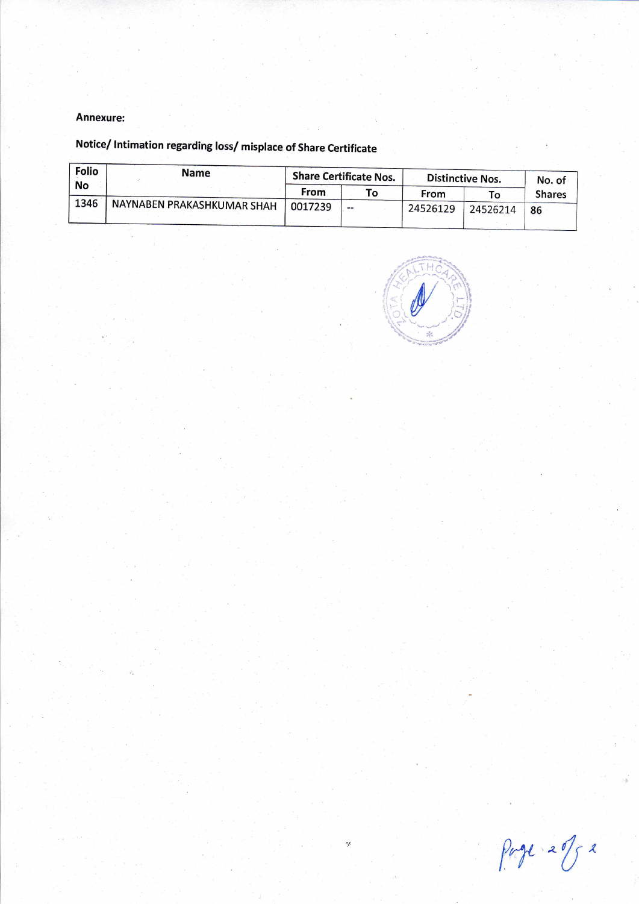**Annexure:**

**Notice/ Intimation regarding loss/ misplace of Share Certificate**

| Folio No | Name | Share Certificate Nos. | | Distinctive Nos. | | No. of Shares |
|---|---|---|---|---|---|---|
| | | From | To | From | To | |
| 1346 | NAYNABEN PRAKASHKUMAR SHAH | 0017239 | -- | 24526129 | 24526214 | 86 |